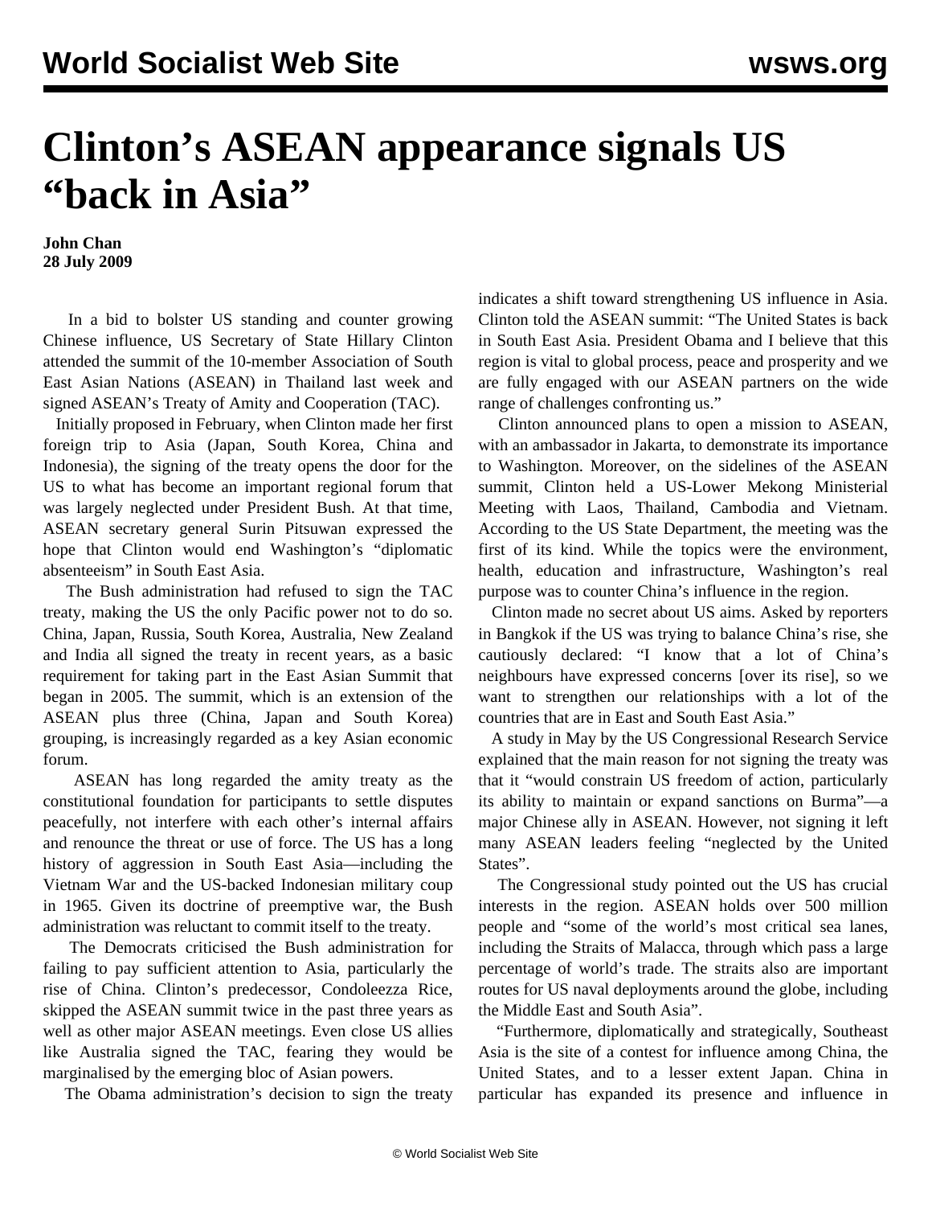# Clinton's ASEAN appearance signals US "back in Asia"

**John Chan**
**28 July 2009**

In a bid to bolster US standing and counter growing Chinese influence, US Secretary of State Hillary Clinton attended the summit of the 10-member Association of South East Asian Nations (ASEAN) in Thailand last week and signed ASEAN's Treaty of Amity and Cooperation (TAC).

Initially proposed in February, when Clinton made her first foreign trip to Asia (Japan, South Korea, China and Indonesia), the signing of the treaty opens the door for the US to what has become an important regional forum that was largely neglected under President Bush. At that time, ASEAN secretary general Surin Pitsuwan expressed the hope that Clinton would end Washington's "diplomatic absenteeism" in South East Asia.

The Bush administration had refused to sign the TAC treaty, making the US the only Pacific power not to do so. China, Japan, Russia, South Korea, Australia, New Zealand and India all signed the treaty in recent years, as a basic requirement for taking part in the East Asian Summit that began in 2005. The summit, which is an extension of the ASEAN plus three (China, Japan and South Korea) grouping, is increasingly regarded as a key Asian economic forum.

ASEAN has long regarded the amity treaty as the constitutional foundation for participants to settle disputes peacefully, not interfere with each other's internal affairs and renounce the threat or use of force. The US has a long history of aggression in South East Asia—including the Vietnam War and the US-backed Indonesian military coup in 1965. Given its doctrine of preemptive war, the Bush administration was reluctant to commit itself to the treaty.

The Democrats criticised the Bush administration for failing to pay sufficient attention to Asia, particularly the rise of China. Clinton's predecessor, Condoleezza Rice, skipped the ASEAN summit twice in the past three years as well as other major ASEAN meetings. Even close US allies like Australia signed the TAC, fearing they would be marginalised by the emerging bloc of Asian powers.

The Obama administration's decision to sign the treaty indicates a shift toward strengthening US influence in Asia. Clinton told the ASEAN summit: "The United States is back in South East Asia. President Obama and I believe that this region is vital to global process, peace and prosperity and we are fully engaged with our ASEAN partners on the wide range of challenges confronting us."

Clinton announced plans to open a mission to ASEAN, with an ambassador in Jakarta, to demonstrate its importance to Washington. Moreover, on the sidelines of the ASEAN summit, Clinton held a US-Lower Mekong Ministerial Meeting with Laos, Thailand, Cambodia and Vietnam. According to the US State Department, the meeting was the first of its kind. While the topics were the environment, health, education and infrastructure, Washington's real purpose was to counter China's influence in the region.

Clinton made no secret about US aims. Asked by reporters in Bangkok if the US was trying to balance China's rise, she cautiously declared: "I know that a lot of China's neighbours have expressed concerns [over its rise], so we want to strengthen our relationships with a lot of the countries that are in East and South East Asia."

A study in May by the US Congressional Research Service explained that the main reason for not signing the treaty was that it "would constrain US freedom of action, particularly its ability to maintain or expand sanctions on Burma"—a major Chinese ally in ASEAN. However, not signing it left many ASEAN leaders feeling "neglected by the United States".

The Congressional study pointed out the US has crucial interests in the region. ASEAN holds over 500 million people and "some of the world's most critical sea lanes, including the Straits of Malacca, through which pass a large percentage of world's trade. The straits also are important routes for US naval deployments around the globe, including the Middle East and South Asia".

"Furthermore, diplomatically and strategically, Southeast Asia is the site of a contest for influence among China, the United States, and to a lesser extent Japan. China in particular has expanded its presence and influence in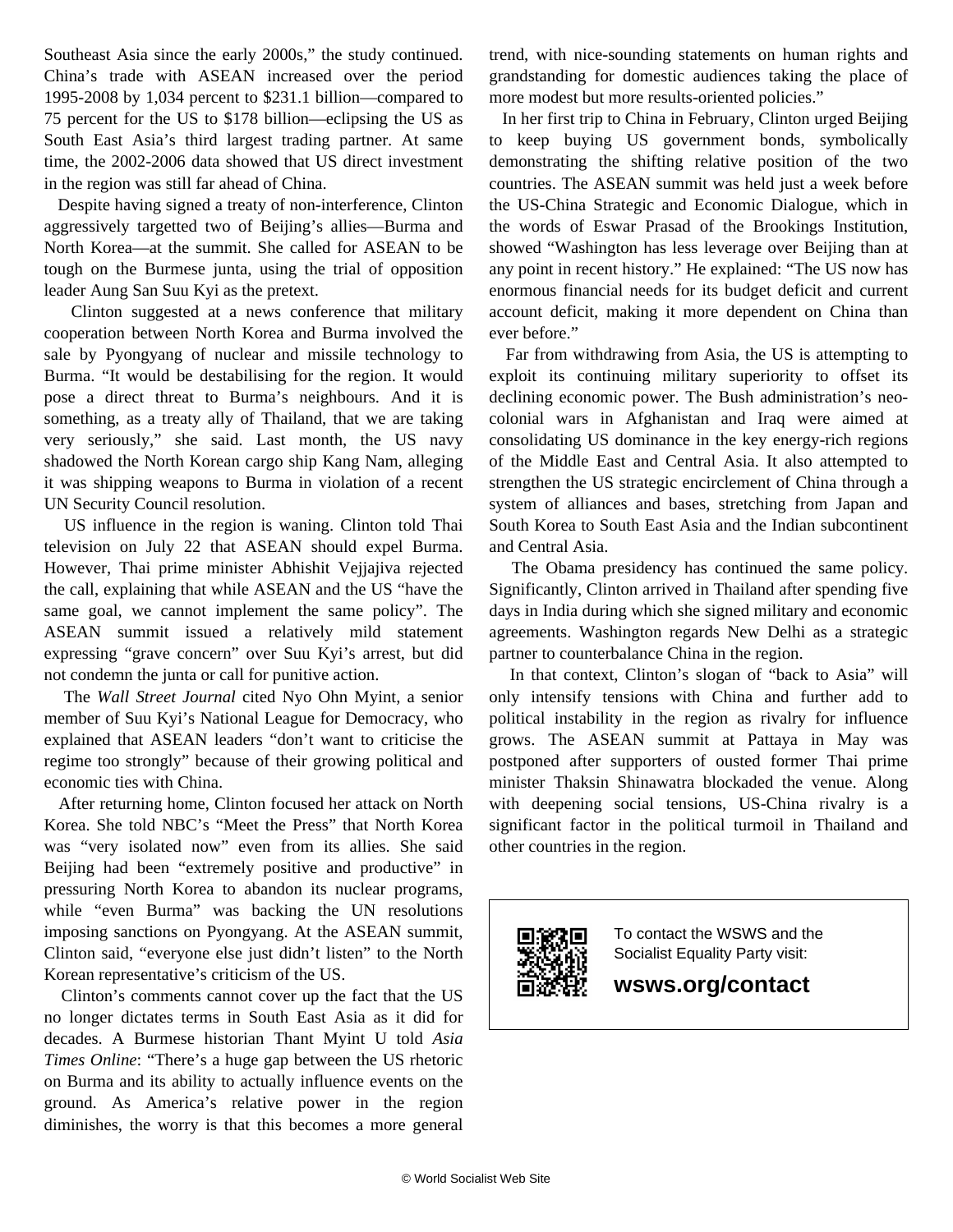Southeast Asia since the early 2000s," the study continued. China's trade with ASEAN increased over the period 1995-2008 by 1,034 percent to $231.1 billion—compared to 75 percent for the US to $178 billion—eclipsing the US as South East Asia's third largest trading partner. At same time, the 2002-2006 data showed that US direct investment in the region was still far ahead of China.

Despite having signed a treaty of non-interference, Clinton aggressively targetted two of Beijing's allies—Burma and North Korea—at the summit. She called for ASEAN to be tough on the Burmese junta, using the trial of opposition leader Aung San Suu Kyi as the pretext.

Clinton suggested at a news conference that military cooperation between North Korea and Burma involved the sale by Pyongyang of nuclear and missile technology to Burma. "It would be destabilising for the region. It would pose a direct threat to Burma's neighbours. And it is something, as a treaty ally of Thailand, that we are taking very seriously," she said. Last month, the US navy shadowed the North Korean cargo ship Kang Nam, alleging it was shipping weapons to Burma in violation of a recent UN Security Council resolution.

US influence in the region is waning. Clinton told Thai television on July 22 that ASEAN should expel Burma. However, Thai prime minister Abhishit Vejjajiva rejected the call, explaining that while ASEAN and the US "have the same goal, we cannot implement the same policy". The ASEAN summit issued a relatively mild statement expressing "grave concern" over Suu Kyi's arrest, but did not condemn the junta or call for punitive action.

The *Wall Street Journal* cited Nyo Ohn Myint, a senior member of Suu Kyi's National League for Democracy, who explained that ASEAN leaders "don't want to criticise the regime too strongly" because of their growing political and economic ties with China.

After returning home, Clinton focused her attack on North Korea. She told NBC's "Meet the Press" that North Korea was "very isolated now" even from its allies. She said Beijing had been "extremely positive and productive" in pressuring North Korea to abandon its nuclear programs, while "even Burma" was backing the UN resolutions imposing sanctions on Pyongyang. At the ASEAN summit, Clinton said, "everyone else just didn't listen" to the North Korean representative's criticism of the US.

Clinton's comments cannot cover up the fact that the US no longer dictates terms in South East Asia as it did for decades. A Burmese historian Thant Myint U told *Asia Times Online*: "There's a huge gap between the US rhetoric on Burma and its ability to actually influence events on the ground. As America's relative power in the region diminishes, the worry is that this becomes a more general trend, with nice-sounding statements on human rights and grandstanding for domestic audiences taking the place of more modest but more results-oriented policies."

In her first trip to China in February, Clinton urged Beijing to keep buying US government bonds, symbolically demonstrating the shifting relative position of the two countries. The ASEAN summit was held just a week before the US-China Strategic and Economic Dialogue, which in the words of Eswar Prasad of the Brookings Institution, showed "Washington has less leverage over Beijing than at any point in recent history." He explained: "The US now has enormous financial needs for its budget deficit and current account deficit, making it more dependent on China than ever before."

Far from withdrawing from Asia, the US is attempting to exploit its continuing military superiority to offset its declining economic power. The Bush administration's neo-colonial wars in Afghanistan and Iraq were aimed at consolidating US dominance in the key energy-rich regions of the Middle East and Central Asia. It also attempted to strengthen the US strategic encirclement of China through a system of alliances and bases, stretching from Japan and South Korea to South East Asia and the Indian subcontinent and Central Asia.

The Obama presidency has continued the same policy. Significantly, Clinton arrived in Thailand after spending five days in India during which she signed military and economic agreements. Washington regards New Delhi as a strategic partner to counterbalance China in the region.

In that context, Clinton's slogan of "back to Asia" will only intensify tensions with China and further add to political instability in the region as rivalry for influence grows. The ASEAN summit at Pattaya in May was postponed after supporters of ousted former Thai prime minister Thaksin Shinawatra blockaded the venue. Along with deepening social tensions, US-China rivalry is a significant factor in the political turmoil in Thailand and other countries in the region.

To contact the WSWS and the Socialist Equality Party visit:

**wsws.org/contact**